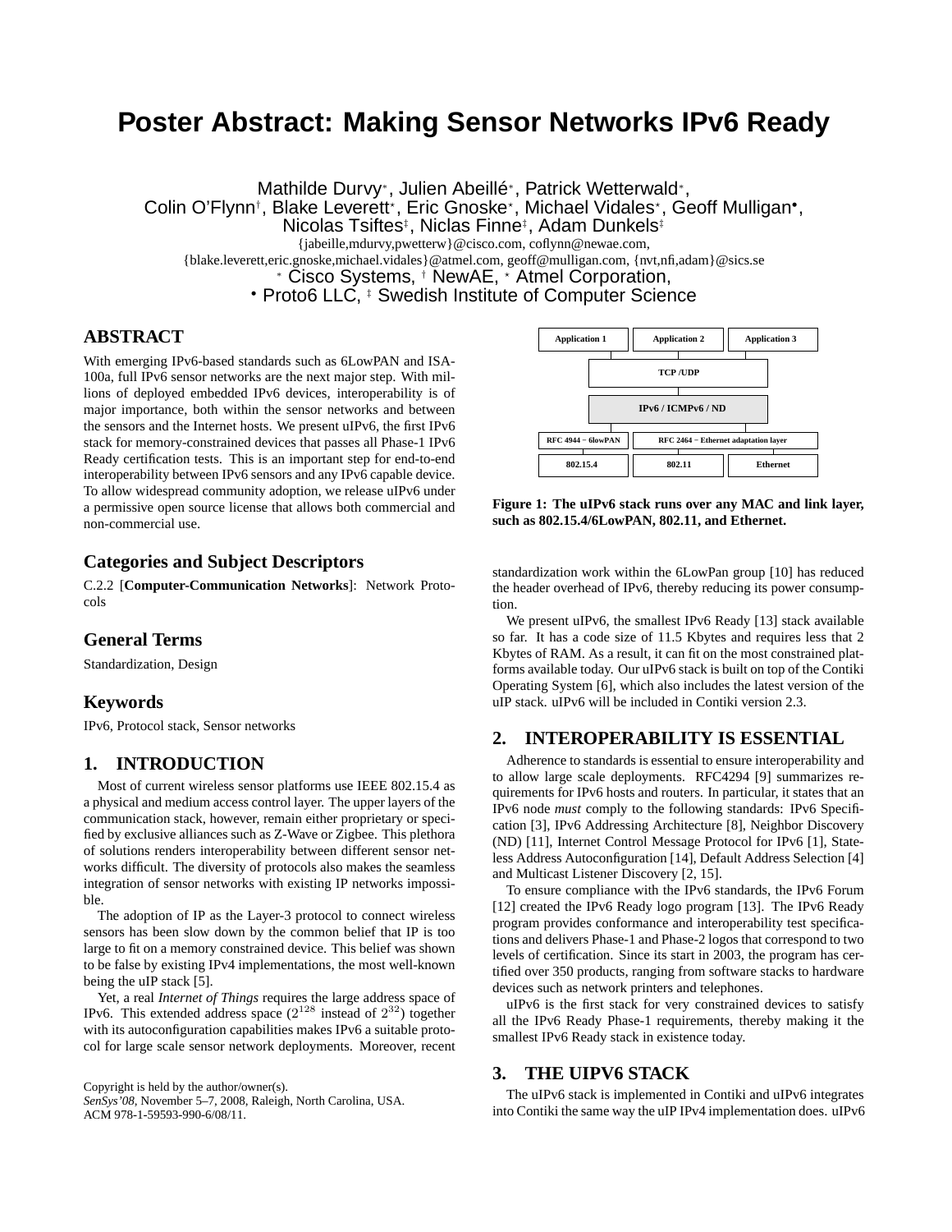# Poster Abstract: Making Sensor Networks IPv6 Ready

Mathilde Durvy*, Julien Abeillé*, Patrick Wetterwald*,
Colin O'Flynn†, Blake Leverett⋆, Eric Gnoske⋆, Michael Vidales⋆, Geoff Mulligan•,
Nicolas Tsiftes‡, Niclas Finne‡, Adam Dunkels‡

{jabeille,mdurvy,pwetterw}@cisco.com, coflynn@newae.com,
{blake.leverett,eric.gnoske,michael.vidales}@atmel.com, geoff@mulligan.com, {nvt,nfi,adam}@sics.se

* Cisco Systems, † NewAE, ⋆ Atmel Corporation,
• Proto6 LLC, ‡ Swedish Institute of Computer Science

## ABSTRACT

With emerging IPv6-based standards such as 6LowPAN and ISA-100a, full IPv6 sensor networks are the next major step. With millions of deployed embedded IPv6 devices, interoperability is of major importance, both within the sensor networks and between the sensors and the Internet hosts. We present uIPv6, the first IPv6 stack for memory-constrained devices that passes all Phase-1 IPv6 Ready certification tests. This is an important step for end-to-end interoperability between IPv6 sensors and any IPv6 capable device. To allow widespread community adoption, we release uIPv6 under a permissive open source license that allows both commercial and non-commercial use.

## Categories and Subject Descriptors

C.2.2 [**Computer-Communication Networks**]: Network Protocols

## General Terms

Standardization, Design

## Keywords

IPv6, Protocol stack, Sensor networks

## 1. INTRODUCTION

Most of current wireless sensor platforms use IEEE 802.15.4 as a physical and medium access control layer. The upper layers of the communication stack, however, remain either proprietary or specified by exclusive alliances such as Z-Wave or Zigbee. This plethora of solutions renders interoperability between different sensor networks difficult. The diversity of protocols also makes the seamless integration of sensor networks with existing IP networks impossible.

The adoption of IP as the Layer-3 protocol to connect wireless sensors has been slow down by the common belief that IP is too large to fit on a memory constrained device. This belief was shown to be false by existing IPv4 implementations, the most well-known being the uIP stack [5].

Yet, a real *Internet of Things* requires the large address space of IPv6. This extended address space ($2^{128}$ instead of $2^{32}$) together with its autoconfiguration capabilities makes IPv6 a suitable protocol for large scale sensor network deployments. Moreover, recent standardization work within the 6LowPan group [10] has reduced the header overhead of IPv6, thereby reducing its power consumption.

We present uIPv6, the smallest IPv6 Ready [13] stack available so far. It has a code size of 11.5 Kbytes and requires less that 2 Kbytes of RAM. As a result, it can fit on the most constrained platforms available today. Our uIPv6 stack is built on top of the Contiki Operating System [6], which also includes the latest version of the uIP stack. uIPv6 will be included in Contiki version 2.3.

| Application 1 | Application 2 | Application 3 |
|---|---|---|
| TCP /UDP | | |
| IPv6 / ICMPv6 / ND | | |
| RFC 4944 − 6lowPAN | RFC 2464 − Ethernet adaptation layer | |
| 802.15.4 | 802.11 | Ethernet |

**Figure 1: The uIPv6 stack runs over any MAC and link layer, such as 802.15.4/6LowPAN, 802.11, and Ethernet.**

## 2. INTEROPERABILITY IS ESSENTIAL

Adherence to standards is essential to ensure interoperability and to allow large scale deployments. RFC4294 [9] summarizes requirements for IPv6 hosts and routers. In particular, it states that an IPv6 node *must* comply to the following standards: IPv6 Specification [3], IPv6 Addressing Architecture [8], Neighbor Discovery (ND) [11], Internet Control Message Protocol for IPv6 [1], Stateless Address Autoconfiguration [14], Default Address Selection [4] and Multicast Listener Discovery [2, 15].

To ensure compliance with the IPv6 standards, the IPv6 Forum [12] created the IPv6 Ready logo program [13]. The IPv6 Ready program provides conformance and interoperability test specifications and delivers Phase-1 and Phase-2 logos that correspond to two levels of certification. Since its start in 2003, the program has certified over 350 products, ranging from software stacks to hardware devices such as network printers and telephones.

uIPv6 is the first stack for very constrained devices to satisfy all the IPv6 Ready Phase-1 requirements, thereby making it the smallest IPv6 Ready stack in existence today.

## 3. THE UIPV6 STACK

The uIPv6 stack is implemented in Contiki and uIPv6 integrates into Contiki the same way the uIP IPv4 implementation does. uIPv6

Copyright is held by the author/owner(s).
*SenSys'08*, November 5–7, 2008, Raleigh, North Carolina, USA.
ACM 978-1-59593-990-6/08/11.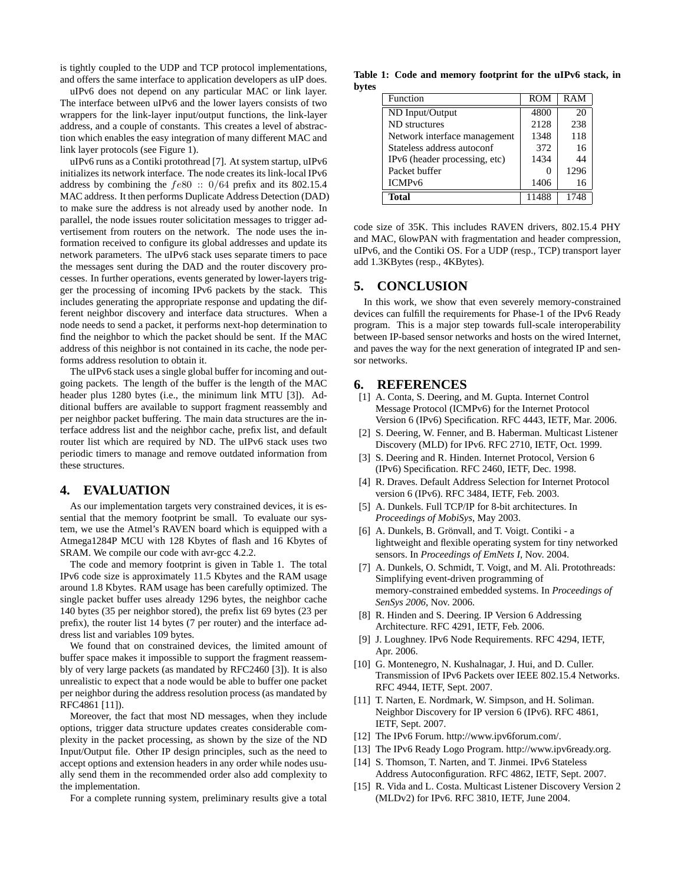is tightly coupled to the UDP and TCP protocol implementations, and offers the same interface to application developers as uIP does.

uIPv6 does not depend on any particular MAC or link layer. The interface between uIPv6 and the lower layers consists of two wrappers for the link-layer input/output functions, the link-layer address, and a couple of constants. This creates a level of abstraction which enables the easy integration of many different MAC and link layer protocols (see Figure 1).

uIPv6 runs as a Contiki protothread [7]. At system startup, uIPv6 initializes its network interface. The node creates its link-local IPv6 address by combining the $fe80 :: 0/64$ prefix and its 802.15.4 MAC address. It then performs Duplicate Address Detection (DAD) to make sure the address is not already used by another node. In parallel, the node issues router solicitation messages to trigger advertisement from routers on the network. The node uses the information received to configure its global addresses and update its network parameters. The uIPv6 stack uses separate timers to pace the messages sent during the DAD and the router discovery processes. In further operations, events generated by lower-layers trigger the processing of incoming IPv6 packets by the stack. This includes generating the appropriate response and updating the different neighbor discovery and interface data structures. When a node needs to send a packet, it performs next-hop determination to find the neighbor to which the packet should be sent. If the MAC address of this neighbor is not contained in its cache, the node performs address resolution to obtain it.

The uIPv6 stack uses a single global buffer for incoming and outgoing packets. The length of the buffer is the length of the MAC header plus 1280 bytes (i.e., the minimum link MTU [3]). Additional buffers are available to support fragment reassembly and per neighbor packet buffering. The main data structures are the interface address list and the neighbor cache, prefix list, and default router list which are required by ND. The uIPv6 stack uses two periodic timers to manage and remove outdated information from these structures.

## 4. EVALUATION

As our implementation targets very constrained devices, it is essential that the memory footprint be small. To evaluate our system, we use the Atmel's RAVEN board which is equipped with a Atmega1284P MCU with 128 Kbytes of flash and 16 Kbytes of SRAM. We compile our code with avr-gcc 4.2.2.

The code and memory footprint is given in Table 1. The total IPv6 code size is approximately 11.5 Kbytes and the RAM usage around 1.8 Kbytes. RAM usage has been carefully optimized. The single packet buffer uses already 1296 bytes, the neighbor cache 140 bytes (35 per neighbor stored), the prefix list 69 bytes (23 per prefix), the router list 14 bytes (7 per router) and the interface address list and variables 109 bytes.

We found that on constrained devices, the limited amount of buffer space makes it impossible to support the fragment reassembly of very large packets (as mandated by RFC2460 [3]). It is also unrealistic to expect that a node would be able to buffer one packet per neighbor during the address resolution process (as mandated by RFC4861 [11]).

Moreover, the fact that most ND messages, when they include options, trigger data structure updates creates considerable complexity in the packet processing, as shown by the size of the ND Input/Output file. Other IP design principles, such as the need to accept options and extension headers in any order while nodes usually send them in the recommended order also add complexity to the implementation.

For a complete running system, preliminary results give a total code size of 35K. This includes RAVEN drivers, 802.15.4 PHY and MAC, 6lowPAN with fragmentation and header compression, uIPv6, and the Contiki OS. For a UDP (resp., TCP) transport layer add 1.3KBytes (resp., 4KBytes).

**Table 1: Code and memory footprint for the uIPv6 stack, in bytes**

| Function | ROM | RAM |
|---|---|---|
| ND Input/Output | 4800 | 20 |
| ND structures | 2128 | 238 |
| Network interface management | 1348 | 118 |
| Stateless address autoconf | 372 | 16 |
| IPv6 (header processing, etc) | 1434 | 44 |
| Packet buffer | 0 | 1296 |
| ICMPv6 | 1406 | 16 |
| **Total** | 11488 | 1748 |

## 5. CONCLUSION

In this work, we show that even severely memory-constrained devices can fulfill the requirements for Phase-1 of the IPv6 Ready program. This is a major step towards full-scale interoperability between IP-based sensor networks and hosts on the wired Internet, and paves the way for the next generation of integrated IP and sensor networks.

## 6. REFERENCES

[1] A. Conta, S. Deering, and M. Gupta. Internet Control Message Protocol (ICMPv6) for the Internet Protocol Version 6 (IPv6) Specification. RFC 4443, IETF, Mar. 2006.

[2] S. Deering, W. Fenner, and B. Haberman. Multicast Listener Discovery (MLD) for IPv6. RFC 2710, IETF, Oct. 1999.

[3] S. Deering and R. Hinden. Internet Protocol, Version 6 (IPv6) Specification. RFC 2460, IETF, Dec. 1998.

[4] R. Draves. Default Address Selection for Internet Protocol version 6 (IPv6). RFC 3484, IETF, Feb. 2003.

[5] A. Dunkels. Full TCP/IP for 8-bit architectures. In *Proceedings of MobiSys*, May 2003.

[6] A. Dunkels, B. Grönvall, and T. Voigt. Contiki - a lightweight and flexible operating system for tiny networked sensors. In *Proceedings of EmNets I*, Nov. 2004.

[7] A. Dunkels, O. Schmidt, T. Voigt, and M. Ali. Protothreads: Simplifying event-driven programming of memory-constrained embedded systems. In *Proceedings of SenSys 2006*, Nov. 2006.

[8] R. Hinden and S. Deering. IP Version 6 Addressing Architecture. RFC 4291, IETF, Feb. 2006.

[9] J. Loughney. IPv6 Node Requirements. RFC 4294, IETF, Apr. 2006.

[10] G. Montenegro, N. Kushalnagar, J. Hui, and D. Culler. Transmission of IPv6 Packets over IEEE 802.15.4 Networks. RFC 4944, IETF, Sept. 2007.

[11] T. Narten, E. Nordmark, W. Simpson, and H. Soliman. Neighbor Discovery for IP version 6 (IPv6). RFC 4861, IETF, Sept. 2007.

[12] The IPv6 Forum. http://www.ipv6forum.com/.

[13] The IPv6 Ready Logo Program. http://www.ipv6ready.org.

[14] S. Thomson, T. Narten, and T. Jinmei. IPv6 Stateless Address Autoconfiguration. RFC 4862, IETF, Sept. 2007.

[15] R. Vida and L. Costa. Multicast Listener Discovery Version 2 (MLDv2) for IPv6. RFC 3810, IETF, June 2004.